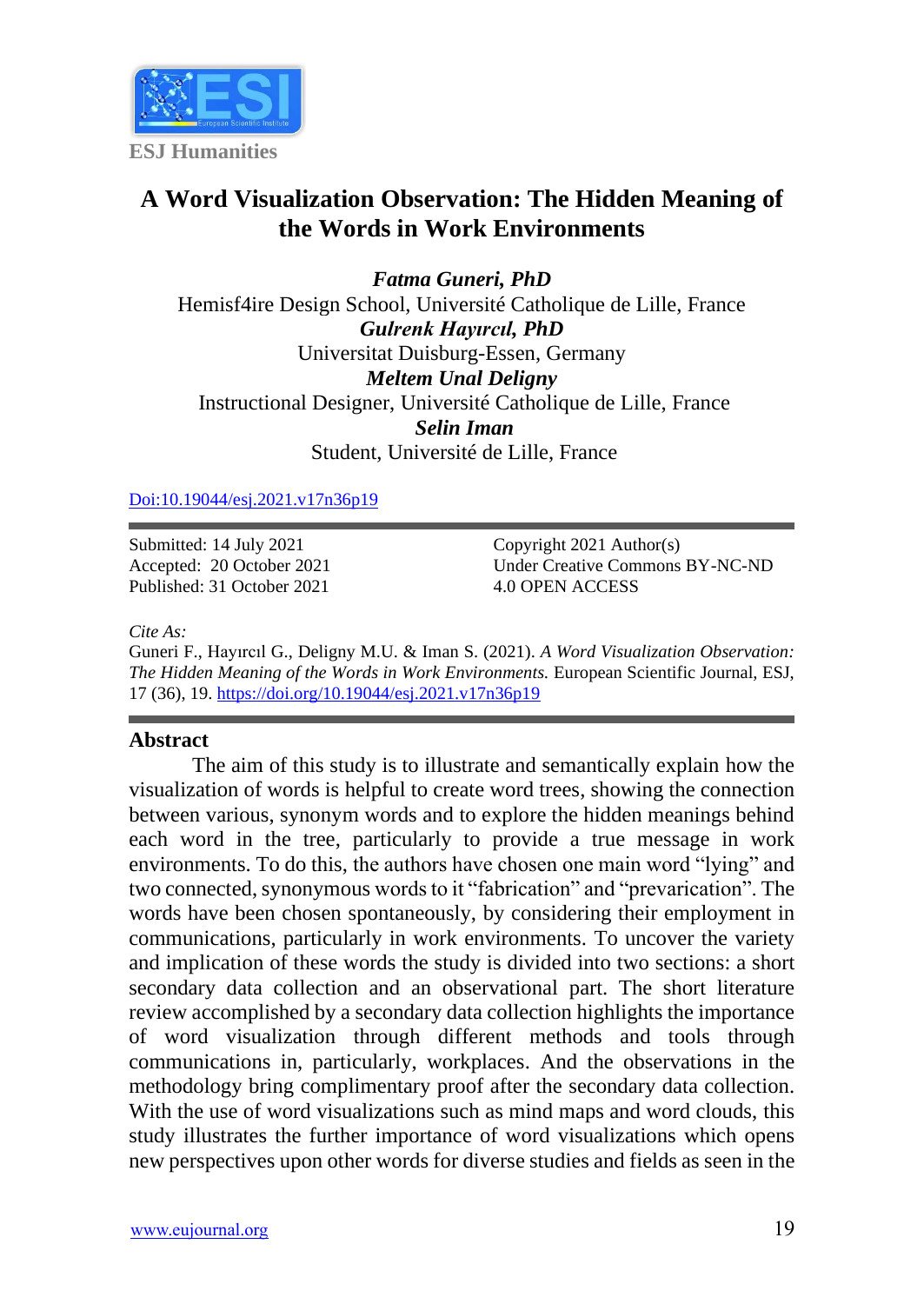ESJ Humanities

# A Word Visualization Observation: The Hidden Meaning of the Words in Work Environments

***Fatma Guneri, PhD***
Hemisf4ire Design School, Université Catholique de Lille, France
***Gulrenk Hayırcıl, PhD***
Universitat Duisburg-Essen, Germany
***Meltem Unal Deligny***
Instructional Designer, Université Catholique de Lille, France
***Selin Iman***
Student, Université de Lille, France

Doi:10.19044/esj.2021.v17n36p19

Submitted: 14 July 2021
Accepted: 20 October 2021
Published: 31 October 2021

Copyright 2021 Author(s)
Under Creative Commons BY-NC-ND 4.0 OPEN ACCESS

*Cite As:*
Guneri F., Hayırcıl G., Deligny M.U. & Iman S. (2021). *A Word Visualization Observation: The Hidden Meaning of the Words in Work Environments.* European Scientific Journal, ESJ, 17 (36), 19. https://doi.org/10.19044/esj.2021.v17n36p19

## Abstract

The aim of this study is to illustrate and semantically explain how the visualization of words is helpful to create word trees, showing the connection between various, synonym words and to explore the hidden meanings behind each word in the tree, particularly to provide a true message in work environments. To do this, the authors have chosen one main word "lying" and two connected, synonymous words to it "fabrication" and "prevarication". The words have been chosen spontaneously, by considering their employment in communications, particularly in work environments. To uncover the variety and implication of these words the study is divided into two sections: a short secondary data collection and an observational part. The short literature review accomplished by a secondary data collection highlights the importance of word visualization through different methods and tools through communications in, particularly, workplaces. And the observations in the methodology bring complimentary proof after the secondary data collection. With the use of word visualizations such as mind maps and word clouds, this study illustrates the further importance of word visualizations which opens new perspectives upon other words for diverse studies and fields as seen in the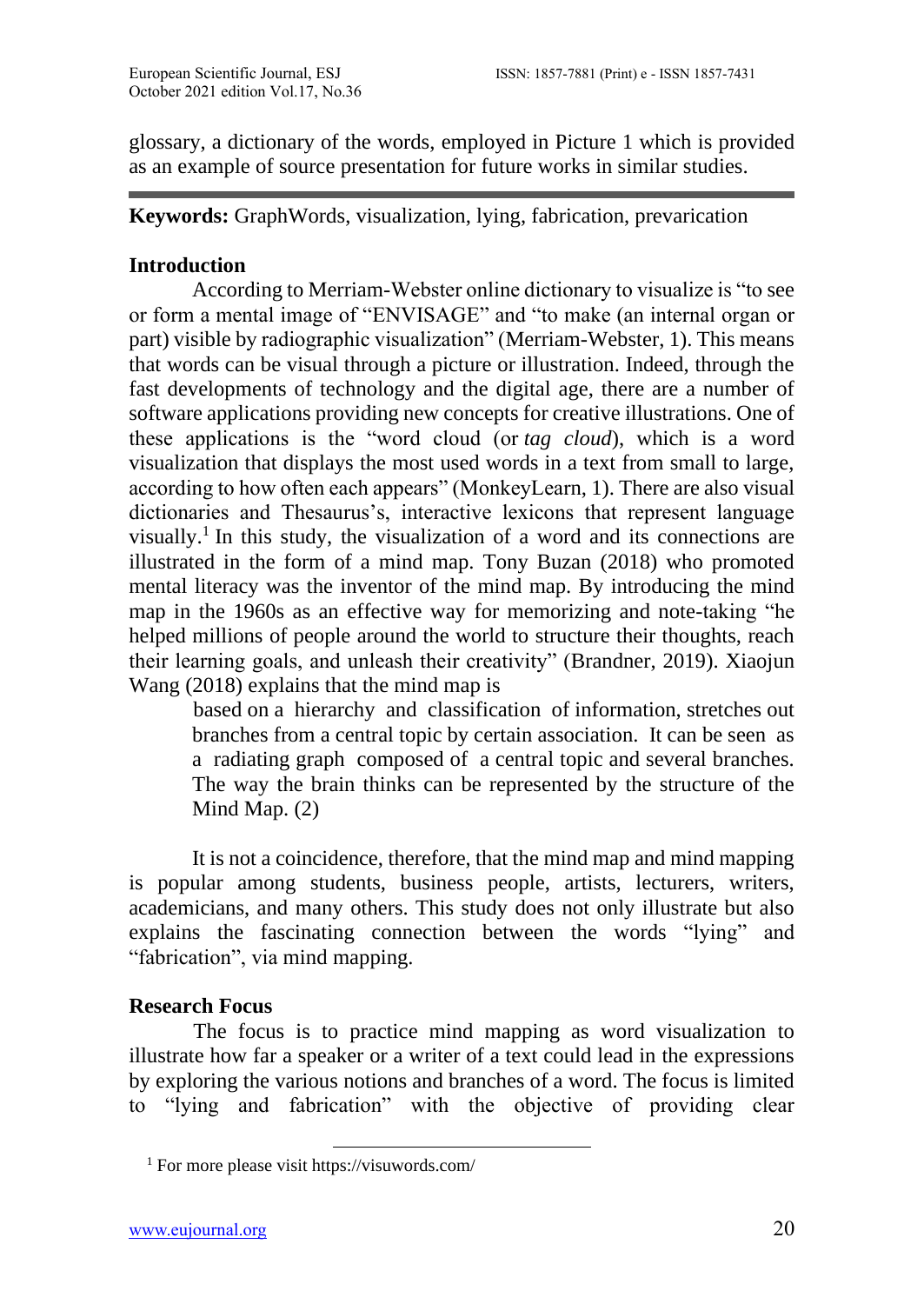glossary, a dictionary of the words, employed in Picture 1 which is provided as an example of source presentation for future works in similar studies.

---

**Keywords:** GraphWords, visualization, lying, fabrication, prevarication

## Introduction

According to Merriam-Webster online dictionary to visualize is "to see or form a mental image of "ENVISAGE" and "to make (an internal organ or part) visible by radiographic visualization" (Merriam-Webster, 1). This means that words can be visual through a picture or illustration. Indeed, through the fast developments of technology and the digital age, there are a number of software applications providing new concepts for creative illustrations. One of these applications is the "word cloud (or *tag cloud*), which is a word visualization that displays the most used words in a text from small to large, according to how often each appears" (MonkeyLearn, 1). There are also visual dictionaries and Thesaurus's, interactive lexicons that represent language visually.[1] In this study, the visualization of a word and its connections are illustrated in the form of a mind map. Tony Buzan (2018) who promoted mental literacy was the inventor of the mind map. By introducing the mind map in the 1960s as an effective way for memorizing and note-taking "he helped millions of people around the world to structure their thoughts, reach their learning goals, and unleash their creativity" (Brandner, 2019). Xiaojun Wang (2018) explains that the mind map is

> based on a hierarchy and classification of information, stretches out branches from a central topic by certain association. It can be seen as a radiating graph composed of a central topic and several branches. The way the brain thinks can be represented by the structure of the Mind Map. (2)

It is not a coincidence, therefore, that the mind map and mind mapping is popular among students, business people, artists, lecturers, writers, academicians, and many others. This study does not only illustrate but also explains the fascinating connection between the words "lying" and "fabrication", via mind mapping.

## Research Focus

The focus is to practice mind mapping as word visualization to illustrate how far a speaker or a writer of a text could lead in the expressions by exploring the various notions and branches of a word. The focus is limited to "lying and fabrication" with the objective of providing clear

---

[1] For more please visit https://visuwords.com/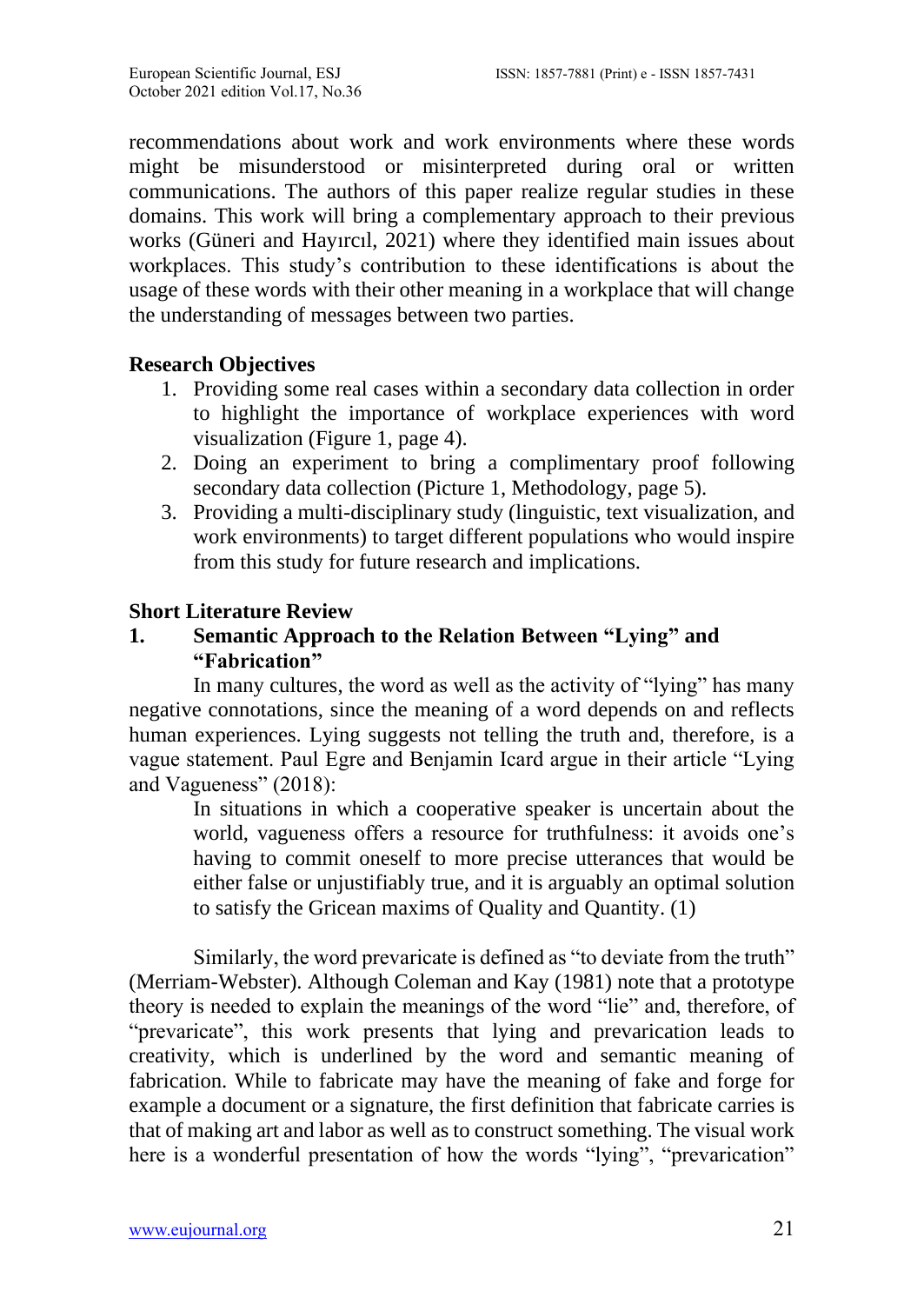recommendations about work and work environments where these words might be misunderstood or misinterpreted during oral or written communications. The authors of this paper realize regular studies in these domains. This work will bring a complementary approach to their previous works (Güneri and Hayırcıl, 2021) where they identified main issues about workplaces. This study's contribution to these identifications is about the usage of these words with their other meaning in a workplace that will change the understanding of messages between two parties.

## Research Objectives

1. Providing some real cases within a secondary data collection in order to highlight the importance of workplace experiences with word visualization (Figure 1, page 4).
2. Doing an experiment to bring a complimentary proof following secondary data collection (Picture 1, Methodology, page 5).
3. Providing a multi-disciplinary study (linguistic, text visualization, and work environments) to target different populations who would inspire from this study for future research and implications.

## Short Literature Review

### 1. Semantic Approach to the Relation Between "Lying" and "Fabrication"

In many cultures, the word as well as the activity of "lying" has many negative connotations, since the meaning of a word depends on and reflects human experiences. Lying suggests not telling the truth and, therefore, is a vague statement. Paul Egre and Benjamin Icard argue in their article "Lying and Vagueness" (2018):

> In situations in which a cooperative speaker is uncertain about the world, vagueness offers a resource for truthfulness: it avoids one's having to commit oneself to more precise utterances that would be either false or unjustifiably true, and it is arguably an optimal solution to satisfy the Gricean maxims of Quality and Quantity. (1)

Similarly, the word prevaricate is defined as "to deviate from the truth" (Merriam-Webster). Although Coleman and Kay (1981) note that a prototype theory is needed to explain the meanings of the word "lie" and, therefore, of "prevaricate", this work presents that lying and prevarication leads to creativity, which is underlined by the word and semantic meaning of fabrication. While to fabricate may have the meaning of fake and forge for example a document or a signature, the first definition that fabricate carries is that of making art and labor as well as to construct something. The visual work here is a wonderful presentation of how the words "lying", "prevarication"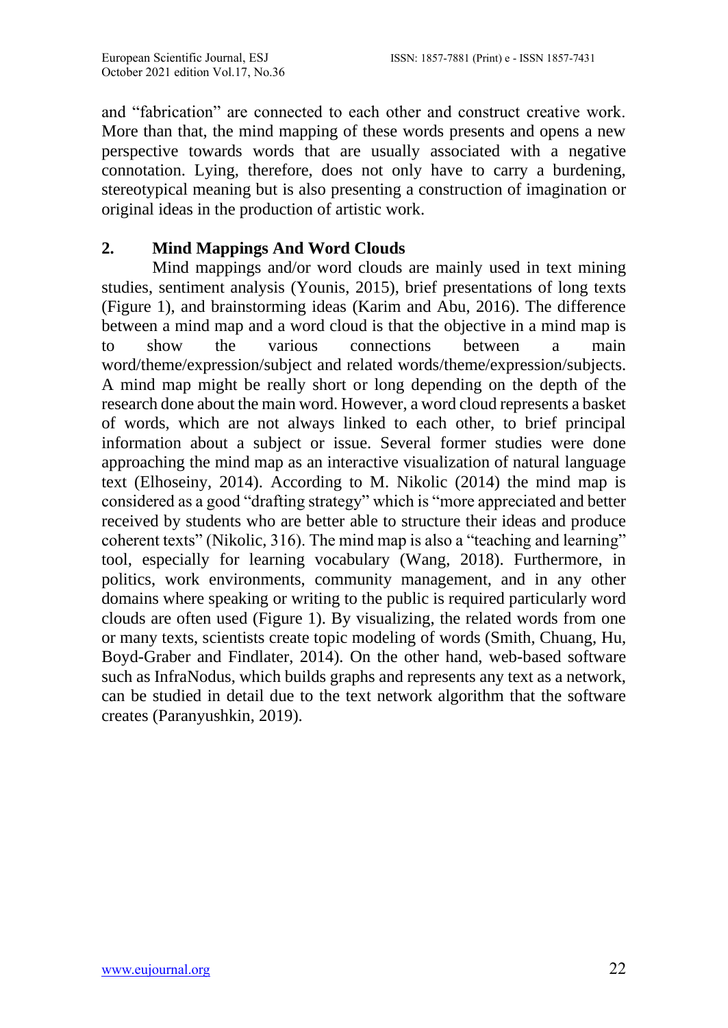and "fabrication" are connected to each other and construct creative work. More than that, the mind mapping of these words presents and opens a new perspective towards words that are usually associated with a negative connotation. Lying, therefore, does not only have to carry a burdening, stereotypical meaning but is also presenting a construction of imagination or original ideas in the production of artistic work.

## 2. Mind Mappings And Word Clouds

Mind mappings and/or word clouds are mainly used in text mining studies, sentiment analysis (Younis, 2015), brief presentations of long texts (Figure 1), and brainstorming ideas (Karim and Abu, 2016). The difference between a mind map and a word cloud is that the objective in a mind map is to show the various connections between a main word/theme/expression/subject and related words/theme/expression/subjects. A mind map might be really short or long depending on the depth of the research done about the main word. However, a word cloud represents a basket of words, which are not always linked to each other, to brief principal information about a subject or issue. Several former studies were done approaching the mind map as an interactive visualization of natural language text (Elhoseiny, 2014). According to M. Nikolic (2014) the mind map is considered as a good "drafting strategy" which is "more appreciated and better received by students who are better able to structure their ideas and produce coherent texts" (Nikolic, 316). The mind map is also a "teaching and learning" tool, especially for learning vocabulary (Wang, 2018). Furthermore, in politics, work environments, community management, and in any other domains where speaking or writing to the public is required particularly word clouds are often used (Figure 1). By visualizing, the related words from one or many texts, scientists create topic modeling of words (Smith, Chuang, Hu, Boyd-Graber and Findlater, 2014). On the other hand, web-based software such as InfraNodus, which builds graphs and represents any text as a network, can be studied in detail due to the text network algorithm that the software creates (Paranyushkin, 2019).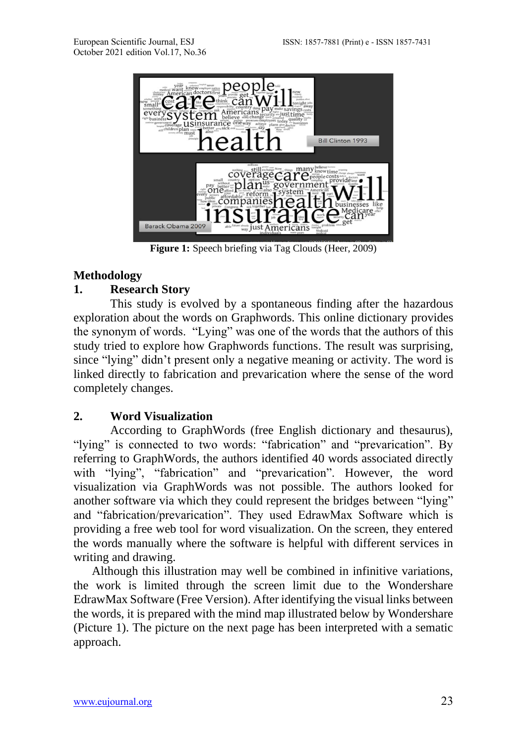**Figure 1:** Speech briefing via Tag Clouds (Heer, 2009)

## Methodology

### 1. Research Story

This study is evolved by a spontaneous finding after the hazardous exploration about the words on Graphwords. This online dictionary provides the synonym of words. "Lying" was one of the words that the authors of this study tried to explore how Graphwords functions. The result was surprising, since "lying" didn't present only a negative meaning or activity. The word is linked directly to fabrication and prevarication where the sense of the word completely changes.

### 2. Word Visualization

According to GraphWords (free English dictionary and thesaurus), "lying" is connected to two words: "fabrication" and "prevarication". By referring to GraphWords, the authors identified 40 words associated directly with "lying", "fabrication" and "prevarication". However, the word visualization via GraphWords was not possible. The authors looked for another software via which they could represent the bridges between "lying" and "fabrication/prevarication". They used EdrawMax Software which is providing a free web tool for word visualization. On the screen, they entered the words manually where the software is helpful with different services in writing and drawing.

Although this illustration may well be combined in infinitive variations, the work is limited through the screen limit due to the Wondershare EdrawMax Software (Free Version). After identifying the visual links between the words, it is prepared with the mind map illustrated below by Wondershare (Picture 1). The picture on the next page has been interpreted with a sematic approach.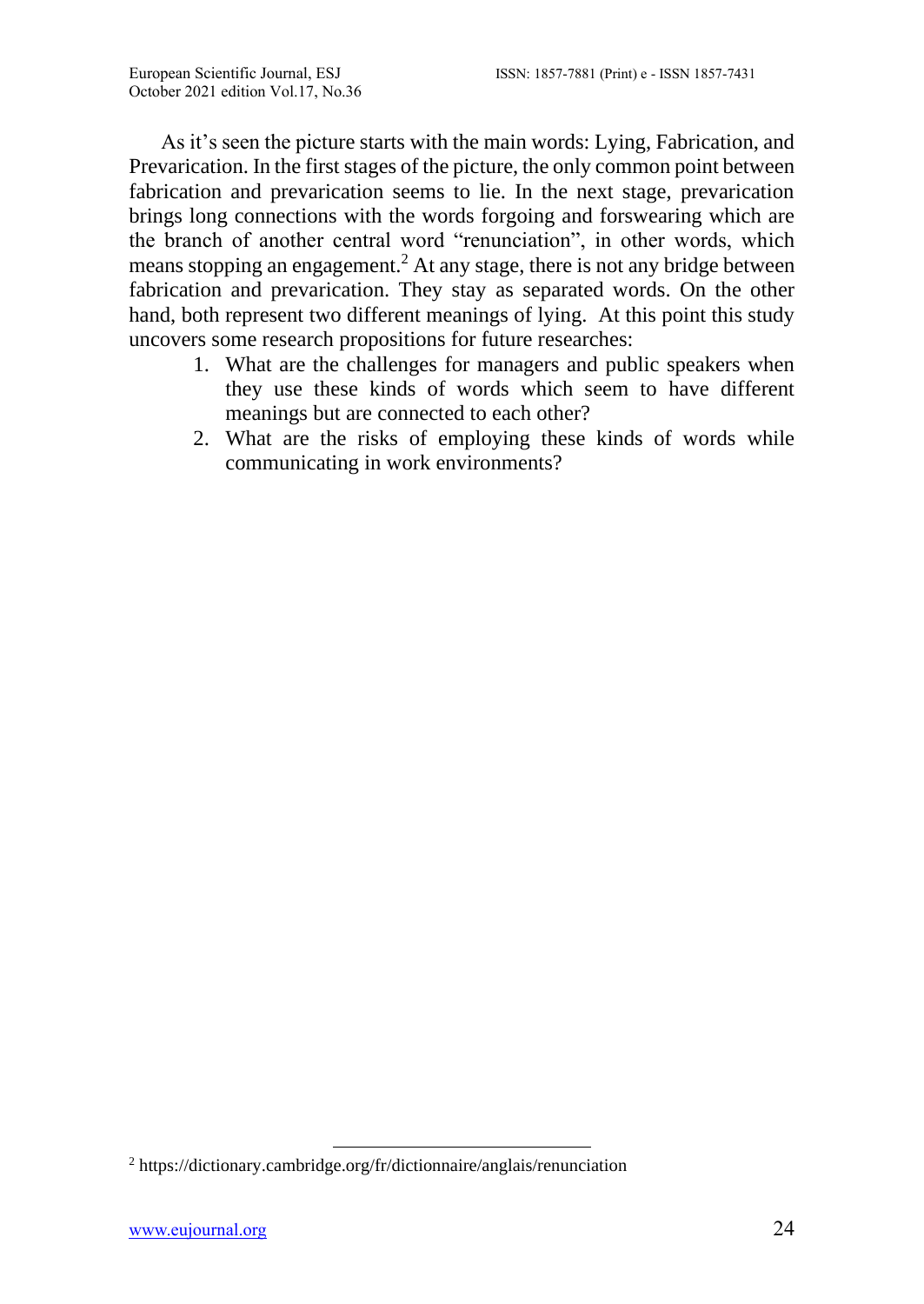As it's seen the picture starts with the main words: Lying, Fabrication, and Prevarication. In the first stages of the picture, the only common point between fabrication and prevarication seems to lie. In the next stage, prevarication brings long connections with the words forgoing and forswearing which are the branch of another central word "renunciation", in other words, which means stopping an engagement.[2] At any stage, there is not any bridge between fabrication and prevarication. They stay as separated words. On the other hand, both represent two different meanings of lying. At this point this study uncovers some research propositions for future researches:

1. What are the challenges for managers and public speakers when they use these kinds of words which seem to have different meanings but are connected to each other?
2. What are the risks of employing these kinds of words while communicating in work environments?

[2] https://dictionary.cambridge.org/fr/dictionnaire/anglais/renunciation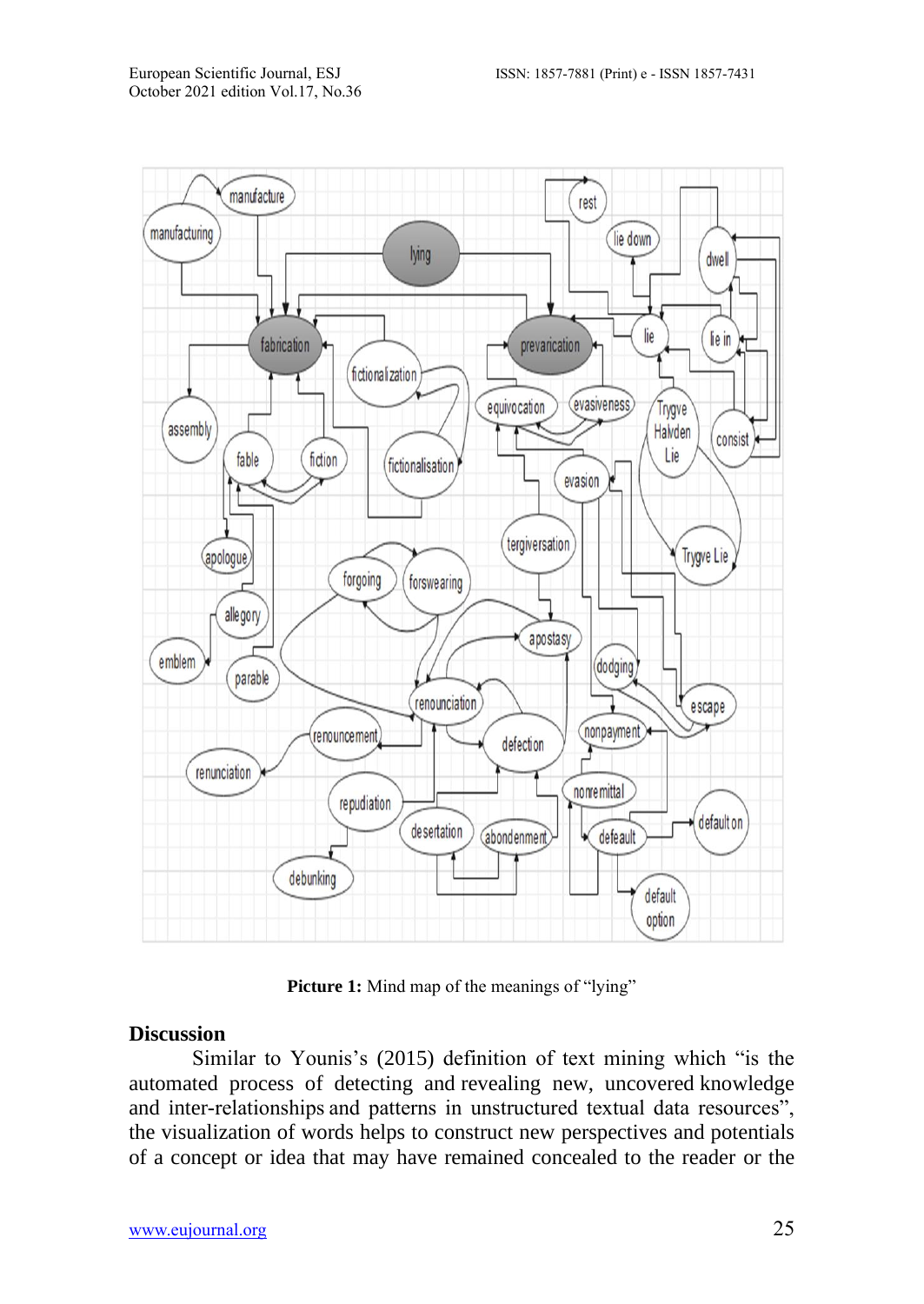**Picture 1:** Mind map of the meanings of "lying"

## Discussion

Similar to Younis's (2015) definition of text mining which "is the automated process of detecting and revealing new, uncovered knowledge and inter-relationships and patterns in unstructured textual data resources", the visualization of words helps to construct new perspectives and potentials of a concept or idea that may have remained concealed to the reader or the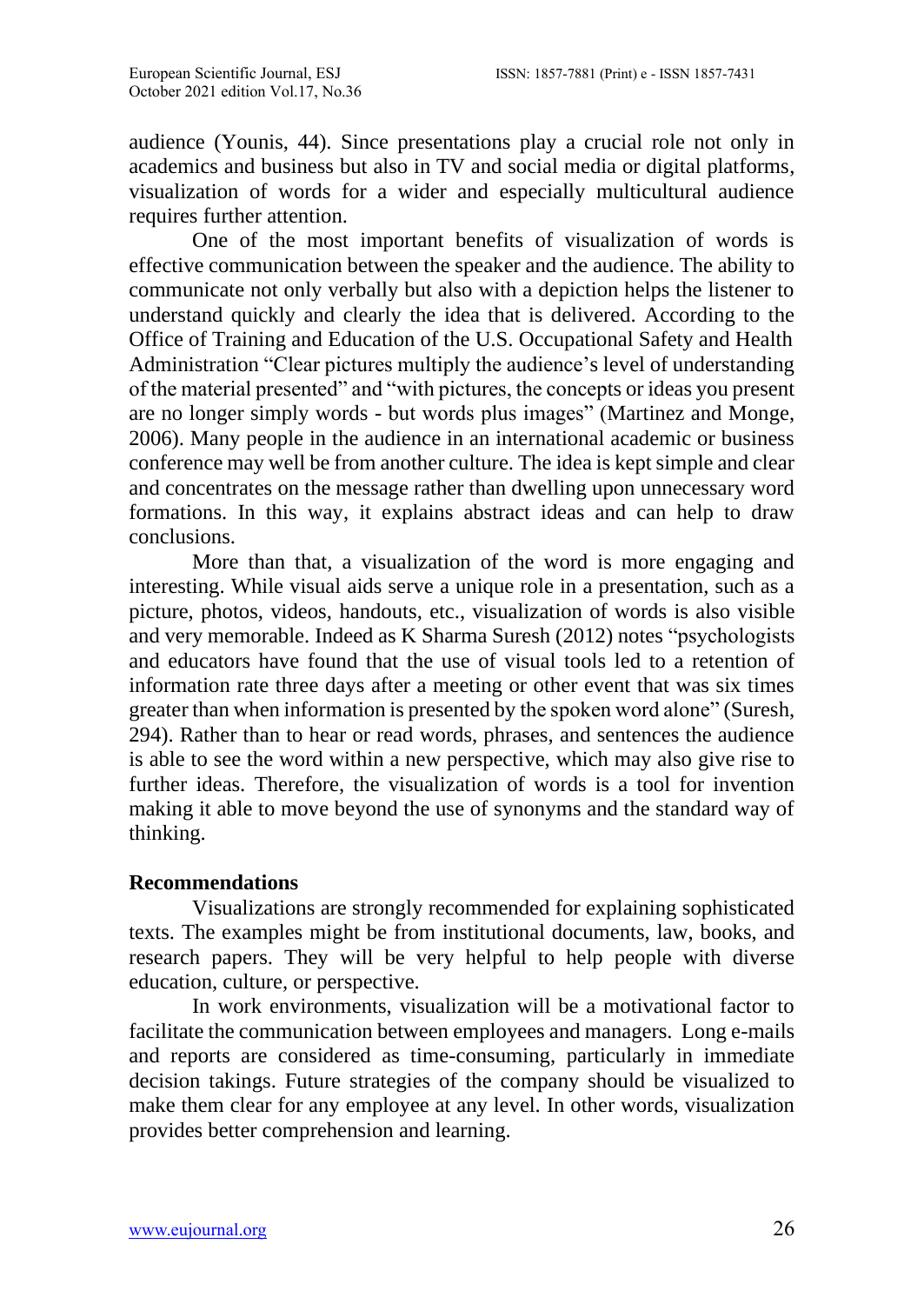audience (Younis, 44). Since presentations play a crucial role not only in academics and business but also in TV and social media or digital platforms, visualization of words for a wider and especially multicultural audience requires further attention.

One of the most important benefits of visualization of words is effective communication between the speaker and the audience. The ability to communicate not only verbally but also with a depiction helps the listener to understand quickly and clearly the idea that is delivered. According to the Office of Training and Education of the U.S. Occupational Safety and Health Administration "Clear pictures multiply the audience's level of understanding of the material presented" and "with pictures, the concepts or ideas you present are no longer simply words - but words plus images" (Martinez and Monge, 2006). Many people in the audience in an international academic or business conference may well be from another culture. The idea is kept simple and clear and concentrates on the message rather than dwelling upon unnecessary word formations. In this way, it explains abstract ideas and can help to draw conclusions.

More than that, a visualization of the word is more engaging and interesting. While visual aids serve a unique role in a presentation, such as a picture, photos, videos, handouts, etc., visualization of words is also visible and very memorable. Indeed as K Sharma Suresh (2012) notes "psychologists and educators have found that the use of visual tools led to a retention of information rate three days after a meeting or other event that was six times greater than when information is presented by the spoken word alone" (Suresh, 294). Rather than to hear or read words, phrases, and sentences the audience is able to see the word within a new perspective, which may also give rise to further ideas. Therefore, the visualization of words is a tool for invention making it able to move beyond the use of synonyms and the standard way of thinking.

## Recommendations

Visualizations are strongly recommended for explaining sophisticated texts. The examples might be from institutional documents, law, books, and research papers. They will be very helpful to help people with diverse education, culture, or perspective.

In work environments, visualization will be a motivational factor to facilitate the communication between employees and managers. Long e-mails and reports are considered as time-consuming, particularly in immediate decision takings. Future strategies of the company should be visualized to make them clear for any employee at any level. In other words, visualization provides better comprehension and learning.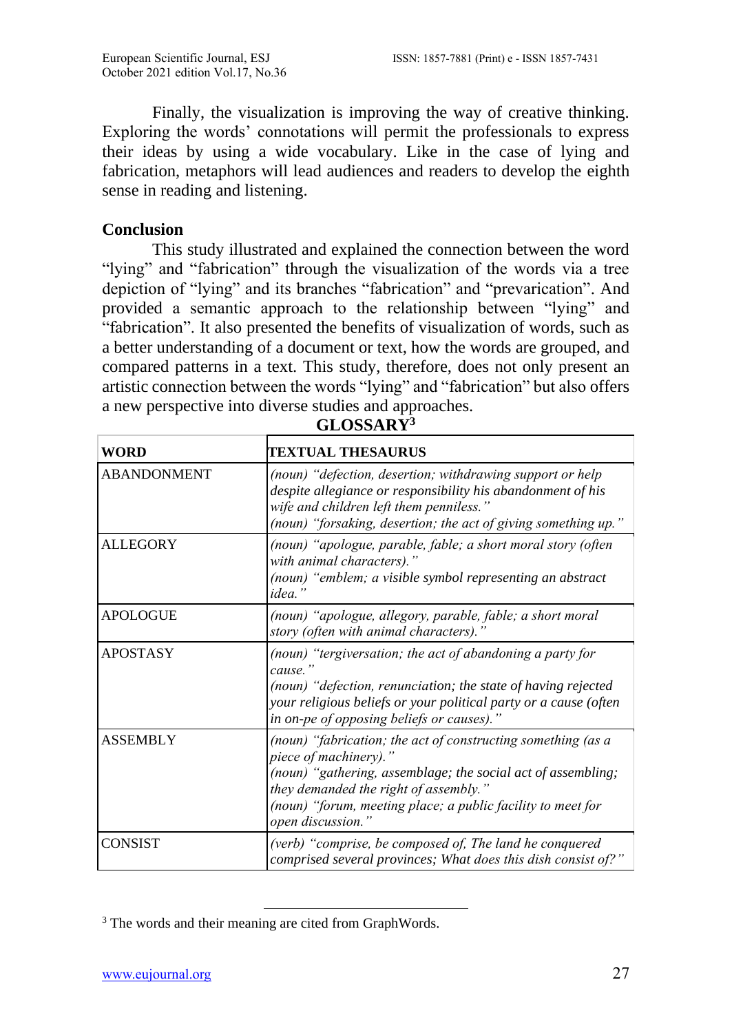Finally, the visualization is improving the way of creative thinking. Exploring the words' connotations will permit the professionals to express their ideas by using a wide vocabulary. Like in the case of lying and fabrication, metaphors will lead audiences and readers to develop the eighth sense in reading and listening.

## Conclusion

This study illustrated and explained the connection between the word "lying" and "fabrication" through the visualization of the words via a tree depiction of "lying" and its branches "fabrication" and "prevarication". And provided a semantic approach to the relationship between "lying" and "fabrication". It also presented the benefits of visualization of words, such as a better understanding of a document or text, how the words are grouped, and compared patterns in a text. This study, therefore, does not only present an artistic connection between the words "lying" and "fabrication" but also offers a new perspective into diverse studies and approaches.

## GLOSSARY[3]

| WORD | TEXTUAL THESAURUS |
|---|---|
| ABANDONMENT | *(noun) "defection, desertion; withdrawing support or help despite allegiance or responsibility his abandonment of his wife and children left them penniless."* *(noun) "forsaking, desertion; the act of giving something up."* |
| ALLEGORY | *(noun) "apologue, parable, fable; a short moral story (often with animal characters)."* *(noun) "emblem; a visible symbol representing an abstract idea."* |
| APOLOGUE | *(noun) "apologue, allegory, parable, fable; a short moral story (often with animal characters)."* |
| APOSTASY | *(noun) "tergiversation; the act of abandoning a party for cause."* *(noun) "defection, renunciation; the state of having rejected your religious beliefs or your political party or a cause (often in on-pe of opposing beliefs or causes)."* |
| ASSEMBLY | *(noun) "fabrication; the act of constructing something (as a piece of machinery)."* *(noun) "gathering, assemblage; the social act of assembling; they demanded the right of assembly."* *(noun) "forum, meeting place; a public facility to meet for open discussion."* |
| CONSIST | *(verb) "comprise, be composed of, The land he conquered comprised several provinces; What does this dish consist of?"* |

[3] The words and their meaning are cited from GraphWords.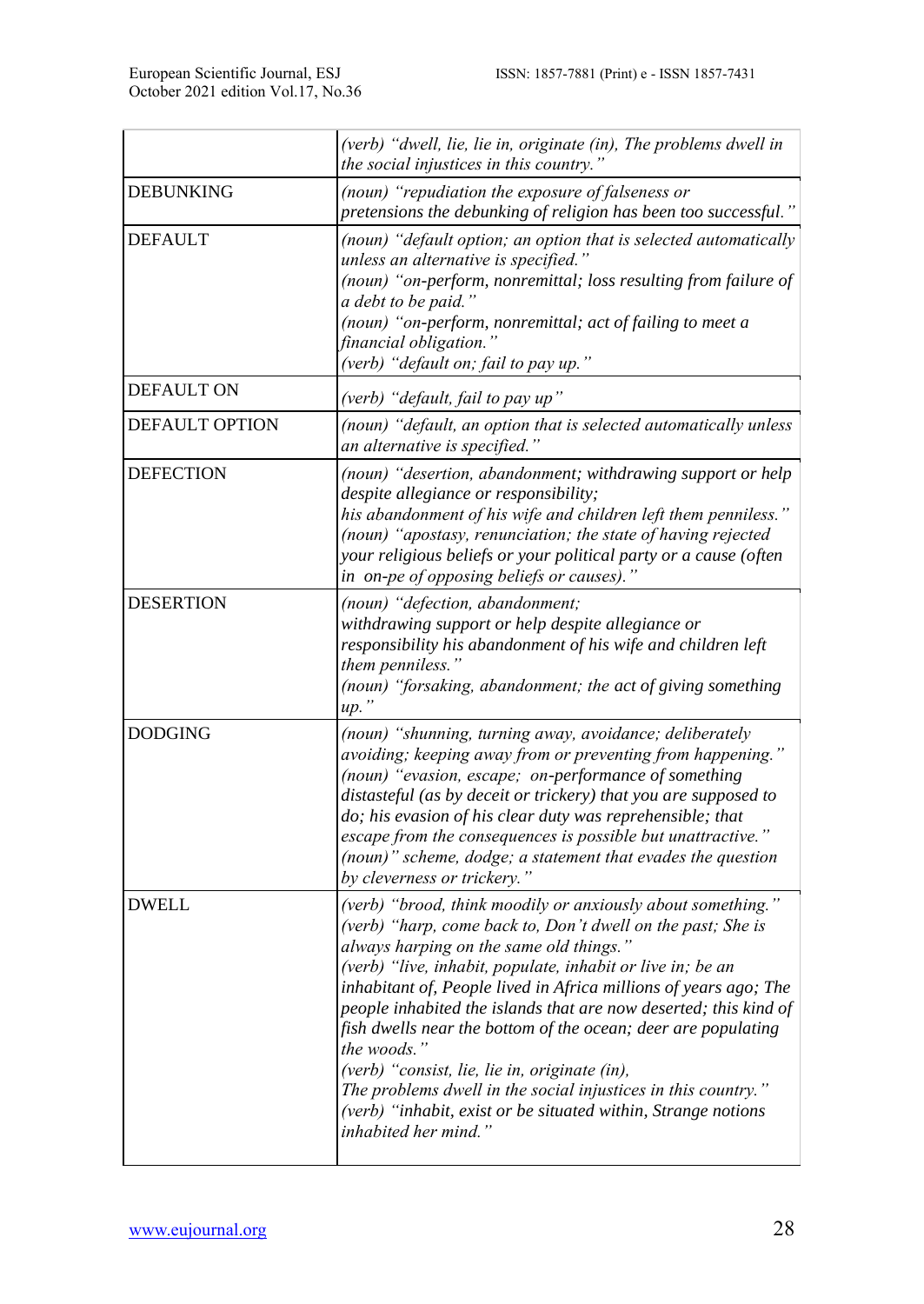| | |
|---|---|
| | *(verb) "dwell, lie, lie in, originate (in), The problems dwell in the social injustices in this country."* |
| DEBUNKING | *(noun) "repudiation the exposure of falseness or pretensions the debunking of religion has been too successful."* |
| DEFAULT | *(noun) "default option; an option that is selected automatically unless an alternative is specified."*<br>*(noun) "on-perform, nonremittal; loss resulting from failure of a debt to be paid."*<br>*(noun) "on-perform, nonremittal; act of failing to meet a financial obligation."*<br>*(verb) "default on; fail to pay up."* |
| DEFAULT ON | *(verb) "default, fail to pay up"* |
| DEFAULT OPTION | *(noun) "default, an option that is selected automatically unless an alternative is specified."* |
| DEFECTION | *(noun) "desertion, abandonment; withdrawing support or help despite allegiance or responsibility;*<br>*his abandonment of his wife and children left them penniless."*<br>*(noun) "apostasy, renunciation; the state of having rejected your religious beliefs or your political party or a cause (often in on-pe of opposing beliefs or causes)."* |
| DESERTION | *(noun) "defection, abandonment;*<br>*withdrawing support or help despite allegiance or responsibility his abandonment of his wife and children left them penniless."*<br>*(noun) "forsaking, abandonment; the act of giving something up."* |
| DODGING | *(noun) "shunning, turning away, avoidance; deliberately avoiding; keeping away from or preventing from happening."*<br>*(noun) "evasion, escape; on-performance of something distasteful (as by deceit or trickery) that you are supposed to do; his evasion of his clear duty was reprehensible; that escape from the consequences is possible but unattractive."*<br>*(noun)" scheme, dodge; a statement that evades the question by cleverness or trickery."* |
| DWELL | *(verb) "brood, think moodily or anxiously about something."*<br>*(verb) "harp, come back to, Don't dwell on the past; She is always harping on the same old things."*<br>*(verb) "live, inhabit, populate, inhabit or live in; be an inhabitant of, People lived in Africa millions of years ago; The people inhabited the islands that are now deserted; this kind of fish dwells near the bottom of the ocean; deer are populating the woods."*<br>*(verb) "consist, lie, lie in, originate (in),*<br>*The problems dwell in the social injustices in this country."*<br>*(verb) "inhabit, exist or be situated within, Strange notions inhabited her mind."* |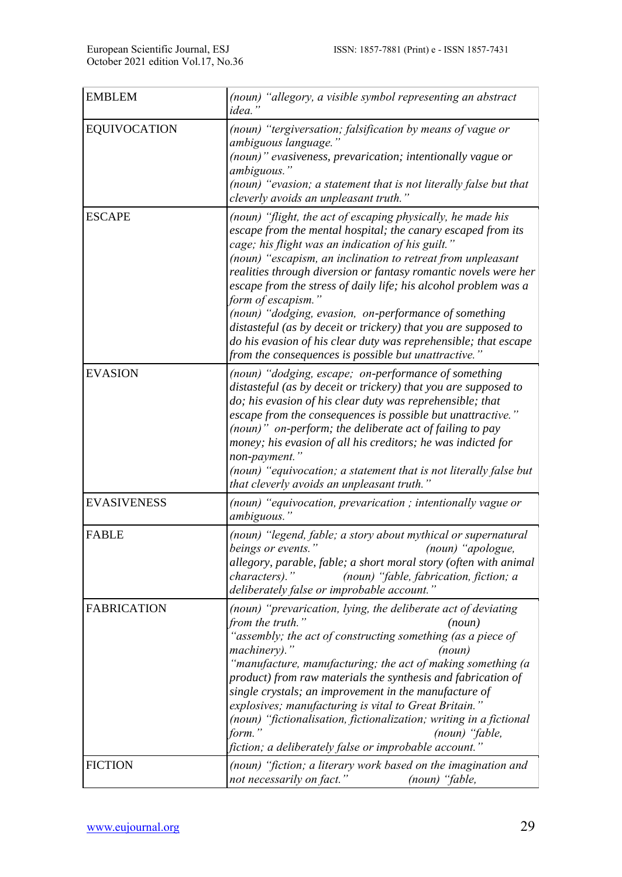| | |
|---|---|
| EMBLEM | *(noun) "allegory, a visible symbol representing an abstract idea."* |
| EQUIVOCATION | *(noun) "tergiversation; falsification by means of vague or ambiguous language."* *(noun)" evasiveness, prevarication; intentionally vague or ambiguous."* *(noun) "evasion; a statement that is not literally false but that cleverly avoids an unpleasant truth."* |
| ESCAPE | *(noun) "flight, the act of escaping physically, he made his escape from the mental hospital; the canary escaped from its cage; his flight was an indication of his guilt."* *(noun) "escapism, an inclination to retreat from unpleasant realities through diversion or fantasy romantic novels were her escape from the stress of daily life; his alcohol problem was a form of escapism."* *(noun) "dodging, evasion, on-performance of something distasteful (as by deceit or trickery) that you are supposed to do his evasion of his clear duty was reprehensible; that escape from the consequences is possible but unattractive."* |
| EVASION | *(noun) "dodging, escape; on-performance of something distasteful (as by deceit or trickery) that you are supposed to do; his evasion of his clear duty was reprehensible; that escape from the consequences is possible but unattractive."* *(noun)" on-perform; the deliberate act of failing to pay money; his evasion of all his creditors; he was indicted for non-payment."* *(noun) "equivocation; a statement that is not literally false but that cleverly avoids an unpleasant truth."* |
| EVASIVENESS | *(noun) "equivocation, prevarication ; intentionally vague or ambiguous."* |
| FABLE | *(noun) "legend, fable; a story about mythical or supernatural beings or events."* *(noun) "apologue, allegory, parable, fable; a short moral story (often with animal characters)."* *(noun) "fable, fabrication, fiction; a deliberately false or improbable account."* |
| FABRICATION | *(noun) "prevarication, lying, the deliberate act of deviating from the truth."* *(noun) "assembly; the act of constructing something (as a piece of machinery)."* *(noun) "manufacture, manufacturing; the act of making something (a product) from raw materials the synthesis and fabrication of single crystals; an improvement in the manufacture of explosives; manufacturing is vital to Great Britain."* *(noun) "fictionalisation, fictionalization; writing in a fictional form."* *(noun) "fable, fiction; a deliberately false or improbable account."* |
| FICTION | *(noun) "fiction; a literary work based on the imagination and not necessarily on fact."* *(noun) "fable,* |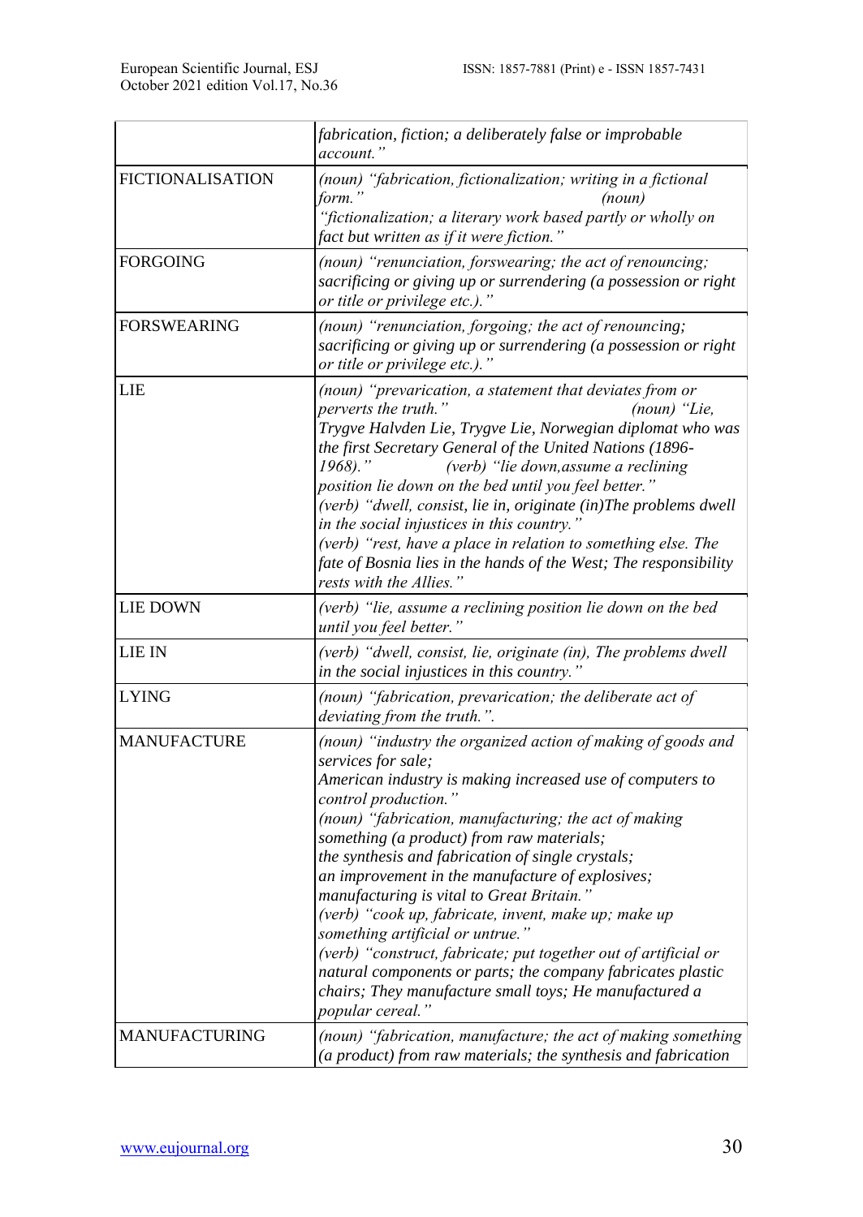| | |
|---|---|
| | *fabrication, fiction; a deliberately false or improbable account."* |
| FICTIONALISATION | *(noun) "fabrication, fictionalization; writing in a fictional form." (noun) "fictionalization; a literary work based partly or wholly on fact but written as if it were fiction."* |
| FORGOING | *(noun) "renunciation, forswearing; the act of renouncing; sacrificing or giving up or surrendering (a possession or right or title or privilege etc.)."* |
| FORSWEARING | *(noun) "renunciation, forgoing; the act of renouncing; sacrificing or giving up or surrendering (a possession or right or title or privilege etc.)."* |
| LIE | *(noun) "prevarication, a statement that deviates from or perverts the truth." (noun) "Lie, Trygve Halvden Lie, Trygve Lie, Norwegian diplomat who was the first Secretary General of the United Nations (1896-1968)." (verb) "lie down,assume a reclining position lie down on the bed until you feel better." (verb) "dwell, consist, lie in, originate (in)The problems dwell in the social injustices in this country." (verb) "rest, have a place in relation to something else. The fate of Bosnia lies in the hands of the West; The responsibility rests with the Allies."* |
| LIE DOWN | *(verb) "lie, assume a reclining position lie down on the bed until you feel better."* |
| LIE IN | *(verb) "dwell, consist, lie, originate (in), The problems dwell in the social injustices in this country."* |
| LYING | *(noun) "fabrication, prevarication; the deliberate act of deviating from the truth.".* |
| MANUFACTURE | *(noun) "industry the organized action of making of goods and services for sale; American industry is making increased use of computers to control production." (noun) "fabrication, manufacturing; the act of making something (a product) from raw materials; the synthesis and fabrication of single crystals; an improvement in the manufacture of explosives; manufacturing is vital to Great Britain." (verb) "cook up, fabricate, invent, make up; make up something artificial or untrue." (verb) "construct, fabricate; put together out of artificial or natural components or parts; the company fabricates plastic chairs; They manufacture small toys; He manufactured a popular cereal."* |
| MANUFACTURING | *(noun) "fabrication, manufacture; the act of making something (a product) from raw materials; the synthesis and fabrication* |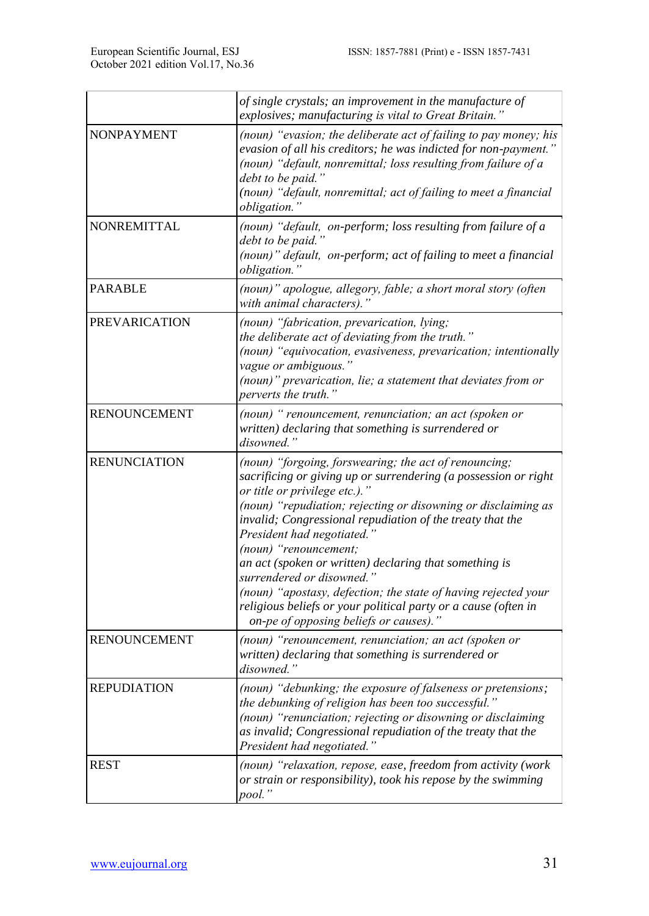| | |
|---|---|
| | *of single crystals; an improvement in the manufacture of explosives; manufacturing is vital to Great Britain."* |
| NONPAYMENT | *(noun) "evasion; the deliberate act of failing to pay money; his evasion of all his creditors; he was indicted for non-payment."*<br>*(noun) "default, nonremittal; loss resulting from failure of a debt to be paid."*<br>*(noun) "default, nonremittal; act of failing to meet a financial obligation."* |
| NONREMITTAL | *(noun) "default,  on-perform; loss resulting from failure of a debt to be paid."*<br>*(noun)" default,  on-perform; act of failing to meet a financial obligation."* |
| PARABLE | *(noun)" apologue, allegory, fable; a short moral story (often with animal characters)."* |
| PREVARICATION | *(noun) "fabrication, prevarication, lying; the deliberate act of deviating from the truth."*<br>*(noun) "equivocation, evasiveness, prevarication; intentionally vague or ambiguous."*<br>*(noun)" prevarication, lie; a statement that deviates from or perverts the truth."* |
| RENOUNCEMENT | *(noun) " renouncement, renunciation; an act (spoken or written) declaring that something is surrendered or disowned."* |
| RENUNCIATION | *(noun) "forgoing, forswearing; the act of renouncing; sacrificing or giving up or surrendering (a possession or right or title or privilege etc.)."*<br>*(noun) "repudiation; rejecting or disowning or disclaiming as invalid; Congressional repudiation of the treaty that the President had negotiated."*<br>*(noun) "renouncement; an act (spoken or written) declaring that something is surrendered or disowned."*<br>*(noun) "apostasy, defection; the state of having rejected your religious beliefs or your political party or a cause (often in on-pe of opposing beliefs or causes)."* |
| RENOUNCEMENT | *(noun) "renouncement, renunciation; an act (spoken or written) declaring that something is surrendered or disowned."* |
| REPUDIATION | *(noun) "debunking; the exposure of falseness or pretensions; the debunking of religion has been too successful."*<br>*(noun) "renunciation; rejecting or disowning or disclaiming as invalid; Congressional repudiation of the treaty that the President had negotiated."* |
| REST | *(noun) "relaxation, repose, ease, freedom from activity (work or strain or responsibility), took his repose by the swimming pool."* |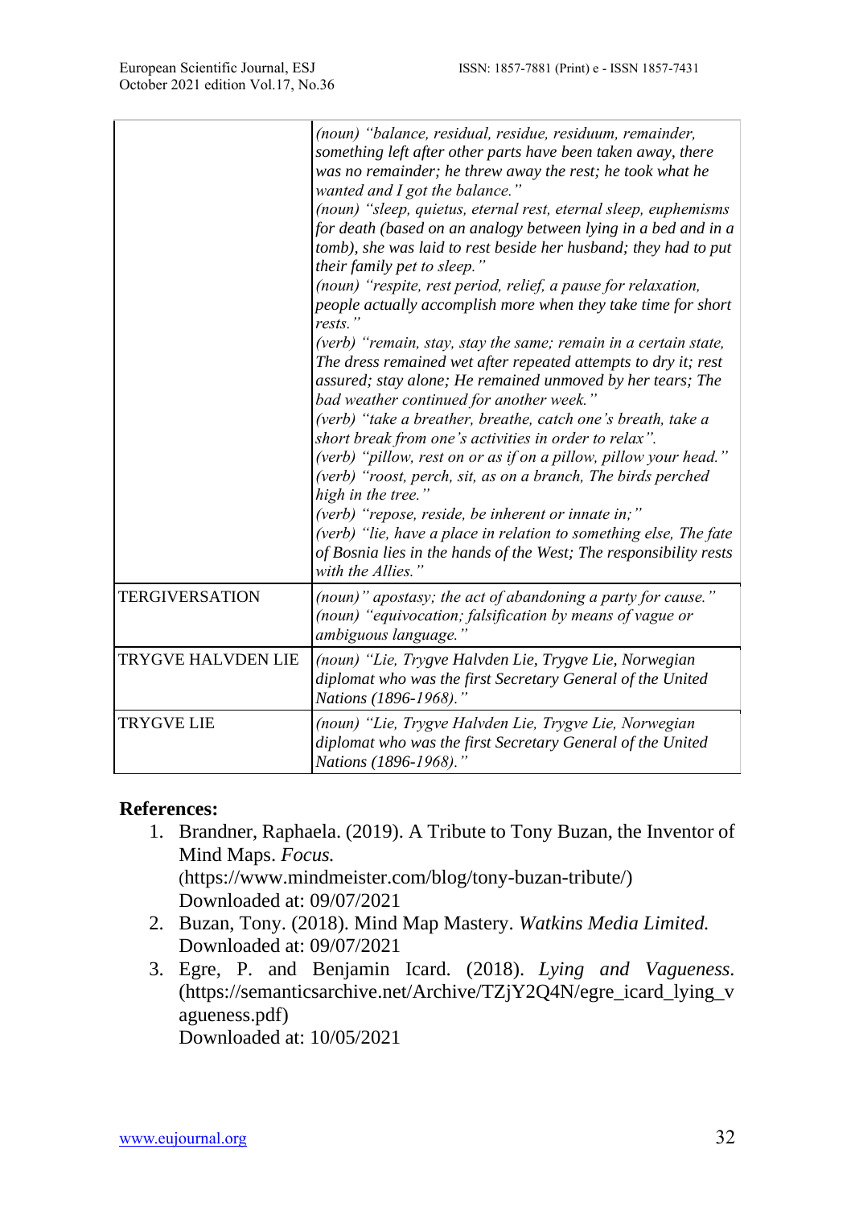| | |
|---|---|
| | *(noun) "balance, residual, residue, residuum, remainder, something left after other parts have been taken away, there was no remainder; he threw away the rest; he took what he wanted and I got the balance."*<br>*(noun) "sleep, quietus, eternal rest, eternal sleep, euphemisms for death (based on an analogy between lying in a bed and in a tomb), she was laid to rest beside her husband; they had to put their family pet to sleep."*<br>*(noun) "respite, rest period, relief, a pause for relaxation, people actually accomplish more when they take time for short rests."*<br>*(verb) "remain, stay, stay the same; remain in a certain state, The dress remained wet after repeated attempts to dry it; rest assured; stay alone; He remained unmoved by her tears; The bad weather continued for another week."*<br>*(verb) "take a breather, breathe, catch one's breath, take a short break from one's activities in order to relax".*<br>*(verb) "pillow, rest on or as if on a pillow, pillow your head."*<br>*(verb) "roost, perch, sit, as on a branch, The birds perched high in the tree."*<br>*(verb) "repose, reside, be inherent or innate in;"*<br>*(verb) "lie, have a place in relation to something else, The fate of Bosnia lies in the hands of the West; The responsibility rests with the Allies."* |
| TERGIVERSATION | *(noun)" apostasy; the act of abandoning a party for cause."*<br>*(noun) "equivocation; falsification by means of vague or ambiguous language."* |
| TRYGVE HALVDEN LIE | *(noun) "Lie, Trygve Halvden Lie, Trygve Lie, Norwegian diplomat who was the first Secretary General of the United Nations (1896-1968)."* |
| TRYGVE LIE | *(noun) "Lie, Trygve Halvden Lie, Trygve Lie, Norwegian diplomat who was the first Secretary General of the United Nations (1896-1968)."* |

**References:**

1. Brandner, Raphaela. (2019). A Tribute to Tony Buzan, the Inventor of Mind Maps. *Focus.* (https://www.mindmeister.com/blog/tony-buzan-tribute/) Downloaded at: 09/07/2021
2. Buzan, Tony. (2018). Mind Map Mastery. *Watkins Media Limited.* Downloaded at: 09/07/2021
3. Egre, P. and Benjamin Icard. (2018). *Lying and Vagueness.* (https://semanticsarchive.net/Archive/TZjY2Q4N/egre_icard_lying_vagueness.pdf) Downloaded at: 10/05/2021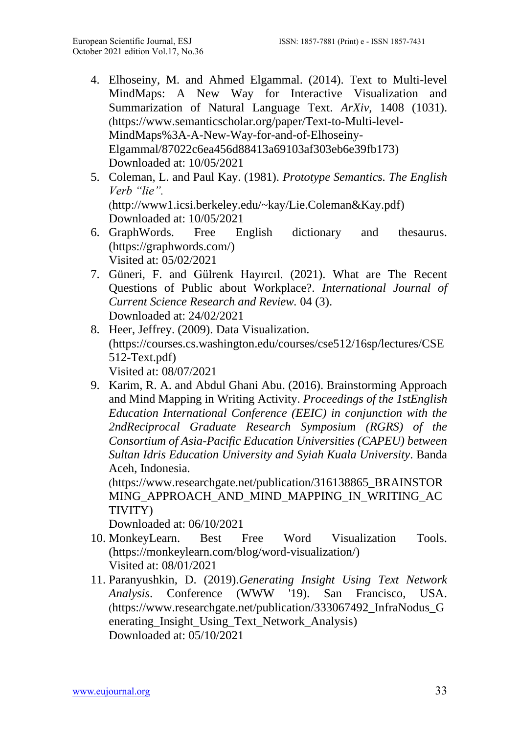4. Elhoseiny, M. and Ahmed Elgammal. (2014). Text to Multi-level MindMaps: A New Way for Interactive Visualization and Summarization of Natural Language Text. *ArXiv*, 1408 (1031). (https://www.semanticscholar.org/paper/Text-to-Multi-level-MindMaps%3A-A-New-Way-for-and-of-Elhoseiny-Elgammal/87022c6ea456d88413a69103af303eb6e39fb173) Downloaded at: 10/05/2021
5. Coleman, L. and Paul Kay. (1981). *Prototype Semantics. The English Verb "lie".* (http://www1.icsi.berkeley.edu/~kay/Lie.Coleman&Kay.pdf) Downloaded at: 10/05/2021
6. GraphWords. Free English dictionary and thesaurus. (https://graphwords.com/) Visited at: 05/02/2021
7. Güneri, F. and Gülrenk Hayırcıl. (2021). What are The Recent Questions of Public about Workplace?. *International Journal of Current Science Research and Review.* 04 (3). Downloaded at: 24/02/2021
8. Heer, Jeffrey. (2009). Data Visualization. (https://courses.cs.washington.edu/courses/cse512/16sp/lectures/CSE512-Text.pdf) Visited at: 08/07/2021
9. Karim, R. A. and Abdul Ghani Abu. (2016). Brainstorming Approach and Mind Mapping in Writing Activity. *Proceedings of the 1stEnglish Education International Conference (EEIC) in conjunction with the 2ndReciprocal Graduate Research Symposium (RGRS) of the Consortium of Asia-Pacific Education Universities (CAPEU) between Sultan Idris Education University and Syiah Kuala University*. Banda Aceh, Indonesia. (https://www.researchgate.net/publication/316138865_BRAINSTORMING_APPROACH_AND_MIND_MAPPING_IN_WRITING_ACTIVITY) Downloaded at: 06/10/2021
10. MonkeyLearn. Best Free Word Visualization Tools. (https://monkeylearn.com/blog/word-visualization/) Visited at: 08/01/2021
11. Paranyushkin, D. (2019).*Generating Insight Using Text Network Analysis*. Conference (WWW '19). San Francisco, USA. (https://www.researchgate.net/publication/333067492_InfraNodus_Generating_Insight_Using_Text_Network_Analysis) Downloaded at: 05/10/2021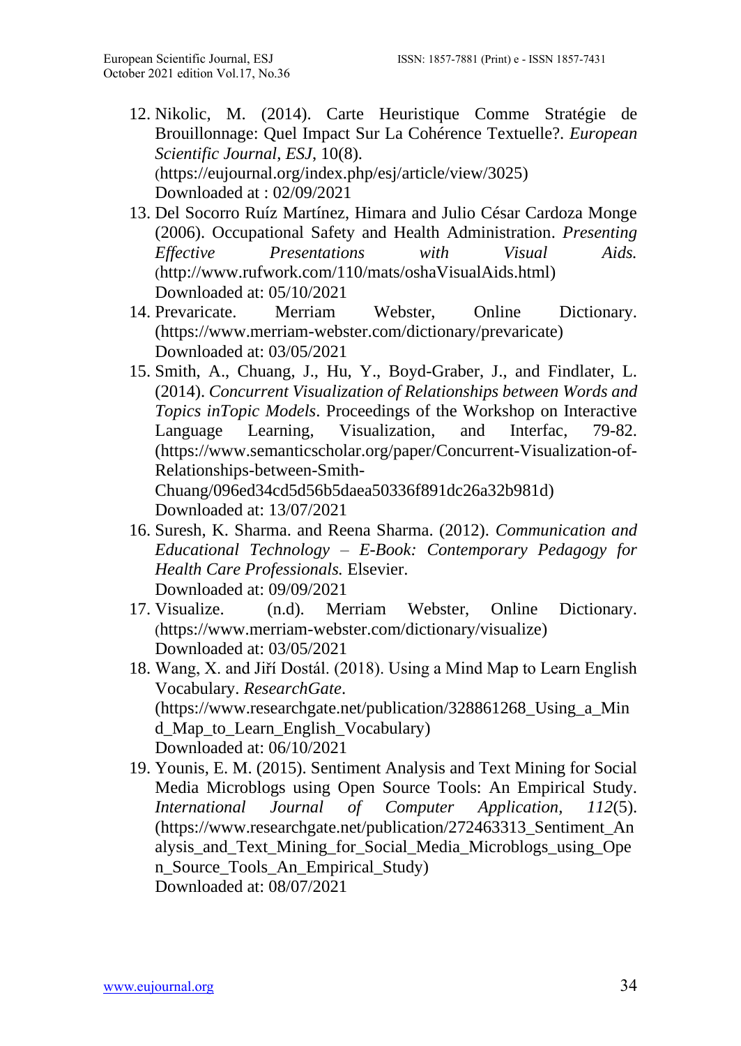12. Nikolic, M. (2014). Carte Heuristique Comme Stratégie de Brouillonnage: Quel Impact Sur La Cohérence Textuelle?. *European Scientific Journal*, *ESJ*, 10(8). (https://eujournal.org/index.php/esj/article/view/3025) Downloaded at : 02/09/2021
13. Del Socorro Ruíz Martínez, Himara and Julio César Cardoza Monge (2006). Occupational Safety and Health Administration. *Presenting Effective Presentations with Visual Aids.* (http://www.rufwork.com/110/mats/oshaVisualAids.html) Downloaded at: 05/10/2021
14. Prevaricate. Merriam Webster, Online Dictionary. (https://www.merriam-webster.com/dictionary/prevaricate) Downloaded at: 03/05/2021
15. Smith, A., Chuang, J., Hu, Y., Boyd-Graber, J., and Findlater, L. (2014). *Concurrent Visualization of Relationships between Words and Topics inTopic Models*. Proceedings of the Workshop on Interactive Language Learning, Visualization, and Interfac, 79-82. (https://www.semanticscholar.org/paper/Concurrent-Visualization-of-Relationships-between-Smith-Chuang/096ed34cd5d56b5daea50336f891dc26a32b981d) Downloaded at: 13/07/2021
16. Suresh, K. Sharma. and Reena Sharma. (2012). *Communication and Educational Technology – E-Book: Contemporary Pedagogy for Health Care Professionals.* Elsevier. Downloaded at: 09/09/2021
17. Visualize. (n.d). Merriam Webster, Online Dictionary. (https://www.merriam-webster.com/dictionary/visualize) Downloaded at: 03/05/2021
18. Wang, X. and Jiří Dostál. (2018). Using a Mind Map to Learn English Vocabulary. *ResearchGate*. (https://www.researchgate.net/publication/328861268_Using_a_Mind_Map_to_Learn_English_Vocabulary) Downloaded at: 06/10/2021
19. Younis, E. M. (2015). Sentiment Analysis and Text Mining for Social Media Microblogs using Open Source Tools: An Empirical Study. *International Journal of Computer Application, 112*(5). (https://www.researchgate.net/publication/272463313_Sentiment_Analysis_and_Text_Mining_for_Social_Media_Microblogs_using_Open_Source_Tools_An_Empirical_Study) Downloaded at: 08/07/2021